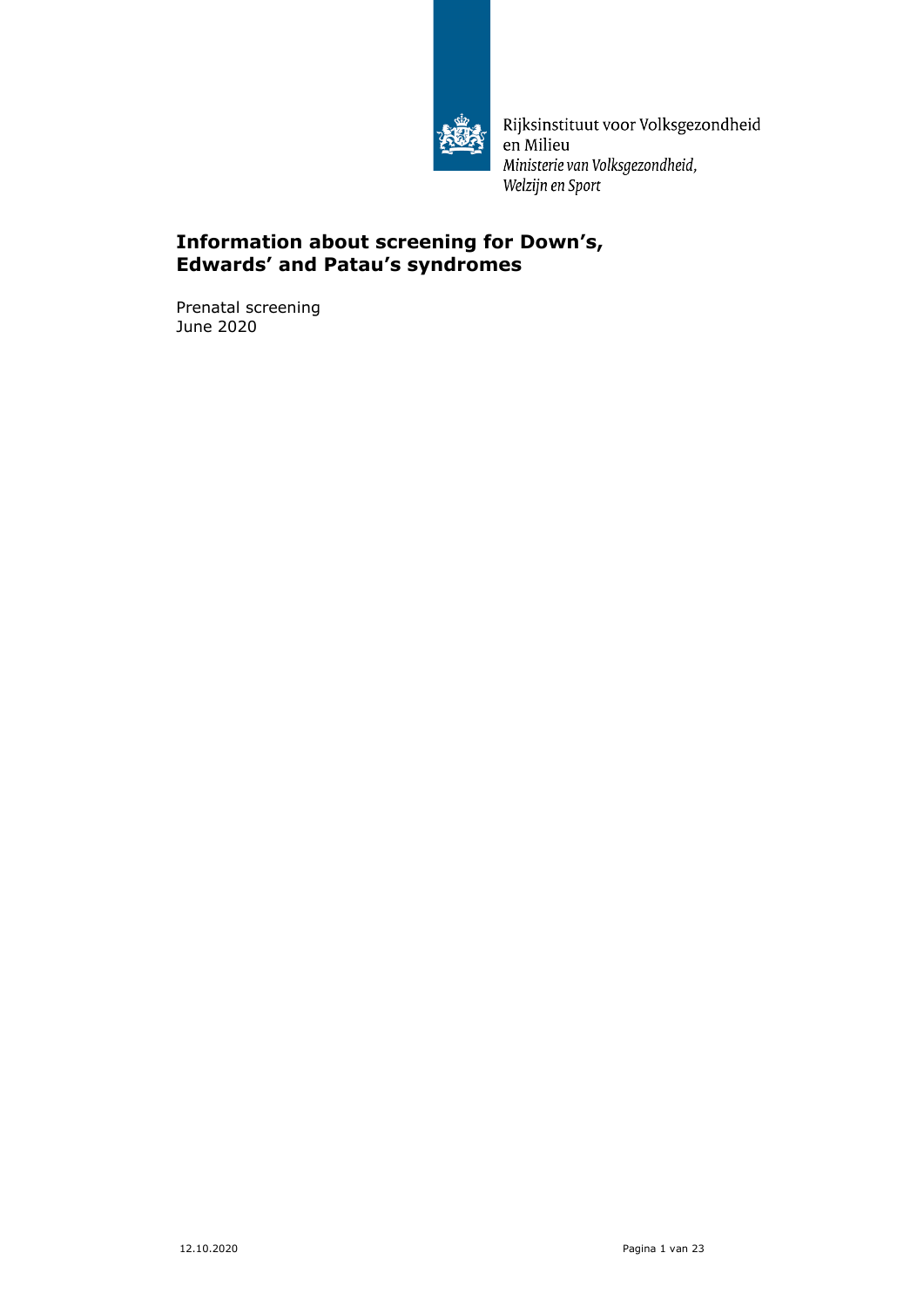Rijksinstituut voor Volksgezondheid en Milieu
*Ministerie van Volksgezondheid, Welzijn en Sport*

# Information about screening for Down's, Edwards' and Patau's syndromes

Prenatal screening
June 2020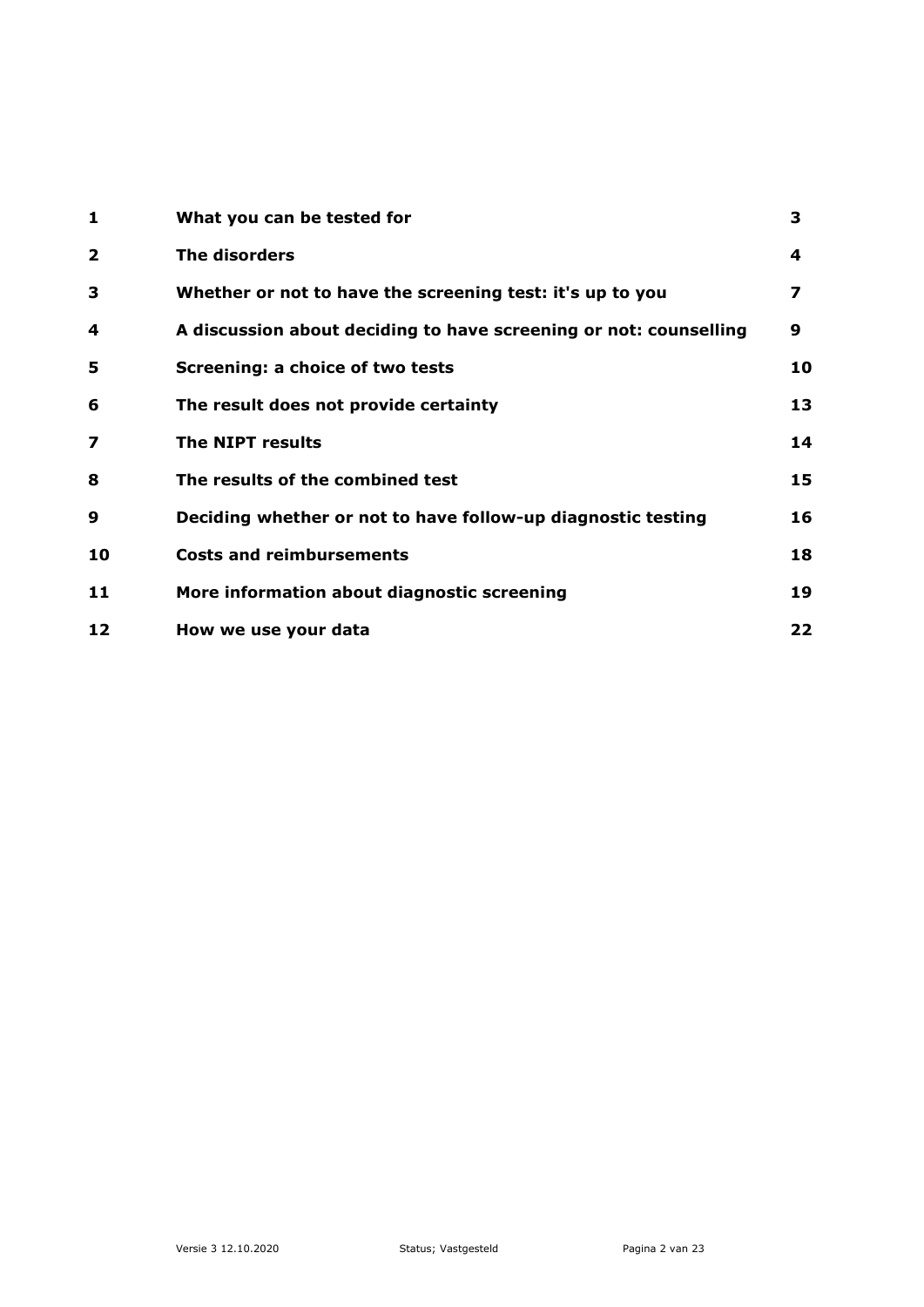| | | |
|---|---|---|
| **1** | **What you can be tested for** | **3** |
| **2** | **The disorders** | **4** |
| **3** | **Whether or not to have the screening test: it's up to you** | **7** |
| **4** | **A discussion about deciding to have screening or not: counselling** | **9** |
| **5** | **Screening: a choice of two tests** | **10** |
| **6** | **The result does not provide certainty** | **13** |
| **7** | **The NIPT results** | **14** |
| **8** | **The results of the combined test** | **15** |
| **9** | **Deciding whether or not to have follow-up diagnostic testing** | **16** |
| **10** | **Costs and reimbursements** | **18** |
| **11** | **More information about diagnostic screening** | **19** |
| **12** | **How we use your data** | **22** |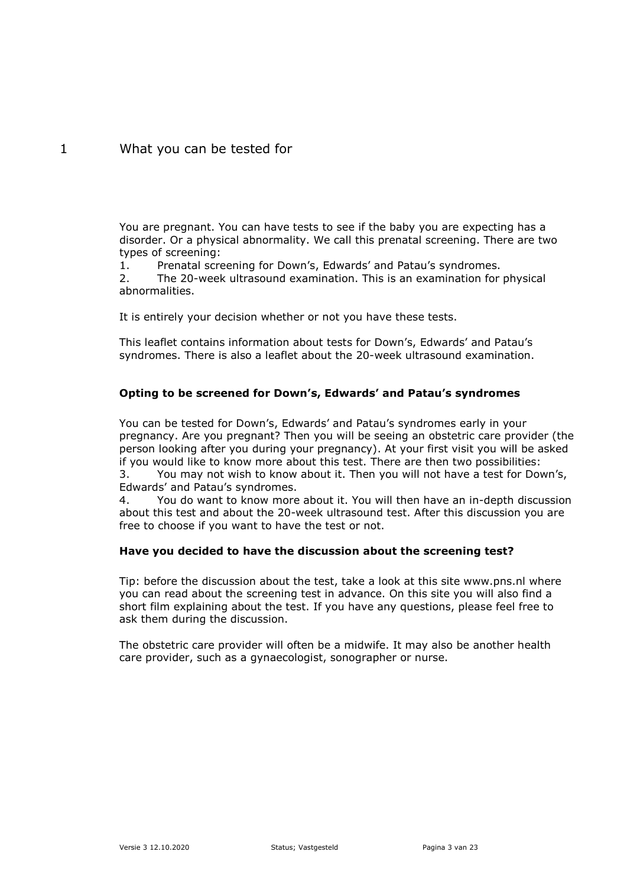# 1 What you can be tested for

You are pregnant. You can have tests to see if the baby you are expecting has a disorder. Or a physical abnormality. We call this prenatal screening. There are two types of screening:

1. Prenatal screening for Down's, Edwards' and Patau's syndromes.
2. The 20-week ultrasound examination. This is an examination for physical abnormalities.

It is entirely your decision whether or not you have these tests.

This leaflet contains information about tests for Down's, Edwards' and Patau's syndromes. There is also a leaflet about the 20-week ultrasound examination.

**Opting to be screened for Down's, Edwards' and Patau's syndromes**

You can be tested for Down's, Edwards' and Patau's syndromes early in your pregnancy. Are you pregnant? Then you will be seeing an obstetric care provider (the person looking after you during your pregnancy). At your first visit you will be asked if you would like to know more about this test. There are then two possibilities:

3. You may not wish to know about it. Then you will not have a test for Down's, Edwards' and Patau's syndromes.
4. You do want to know more about it. You will then have an in-depth discussion about this test and about the 20-week ultrasound test. After this discussion you are free to choose if you want to have the test or not.

**Have you decided to have the discussion about the screening test?**

Tip: before the discussion about the test, take a look at this site www.pns.nl where you can read about the screening test in advance. On this site you will also find a short film explaining about the test. If you have any questions, please feel free to ask them during the discussion.

The obstetric care provider will often be a midwife. It may also be another health care provider, such as a gynaecologist, sonographer or nurse.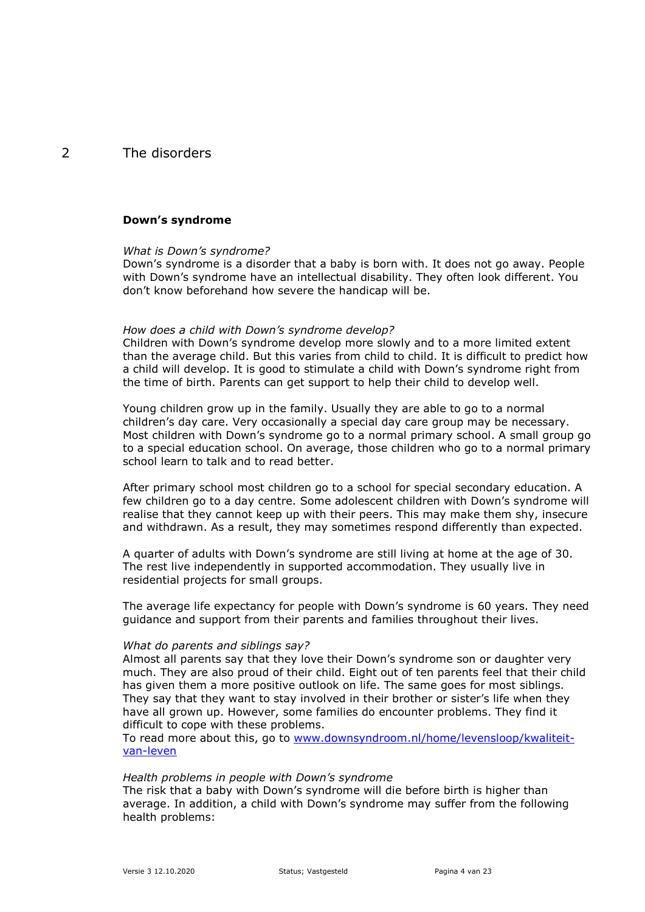# 2 The disorders

### Down's syndrome

*What is Down's syndrome?*
Down's syndrome is a disorder that a baby is born with. It does not go away. People with Down's syndrome have an intellectual disability. They often look different. You don't know beforehand how severe the handicap will be.

*How does a child with Down's syndrome develop?*
Children with Down's syndrome develop more slowly and to a more limited extent than the average child. But this varies from child to child. It is difficult to predict how a child will develop. It is good to stimulate a child with Down's syndrome right from the time of birth. Parents can get support to help their child to develop well.

Young children grow up in the family. Usually they are able to go to a normal children's day care. Very occasionally a special day care group may be necessary. Most children with Down's syndrome go to a normal primary school. A small group go to a special education school. On average, those children who go to a normal primary school learn to talk and to read better.

After primary school most children go to a school for special secondary education. A few children go to a day centre. Some adolescent children with Down's syndrome will realise that they cannot keep up with their peers. This may make them shy, insecure and withdrawn. As a result, they may sometimes respond differently than expected.

A quarter of adults with Down's syndrome are still living at home at the age of 30. The rest live independently in supported accommodation. They usually live in residential projects for small groups.

The average life expectancy for people with Down's syndrome is 60 years. They need guidance and support from their parents and families throughout their lives.

*What do parents and siblings say?*
Almost all parents say that they love their Down's syndrome son or daughter very much. They are also proud of their child. Eight out of ten parents feel that their child has given them a more positive outlook on life. The same goes for most siblings. They say that they want to stay involved in their brother or sister's life when they have all grown up. However, some families do encounter problems. They find it difficult to cope with these problems.
To read more about this, go to [www.downsyndroom.nl/home/levensloop/kwaliteit-van-leven](www.downsyndroom.nl/home/levensloop/kwaliteit-van-leven)

*Health problems in people with Down's syndrome*
The risk that a baby with Down's syndrome will die before birth is higher than average. In addition, a child with Down's syndrome may suffer from the following health problems: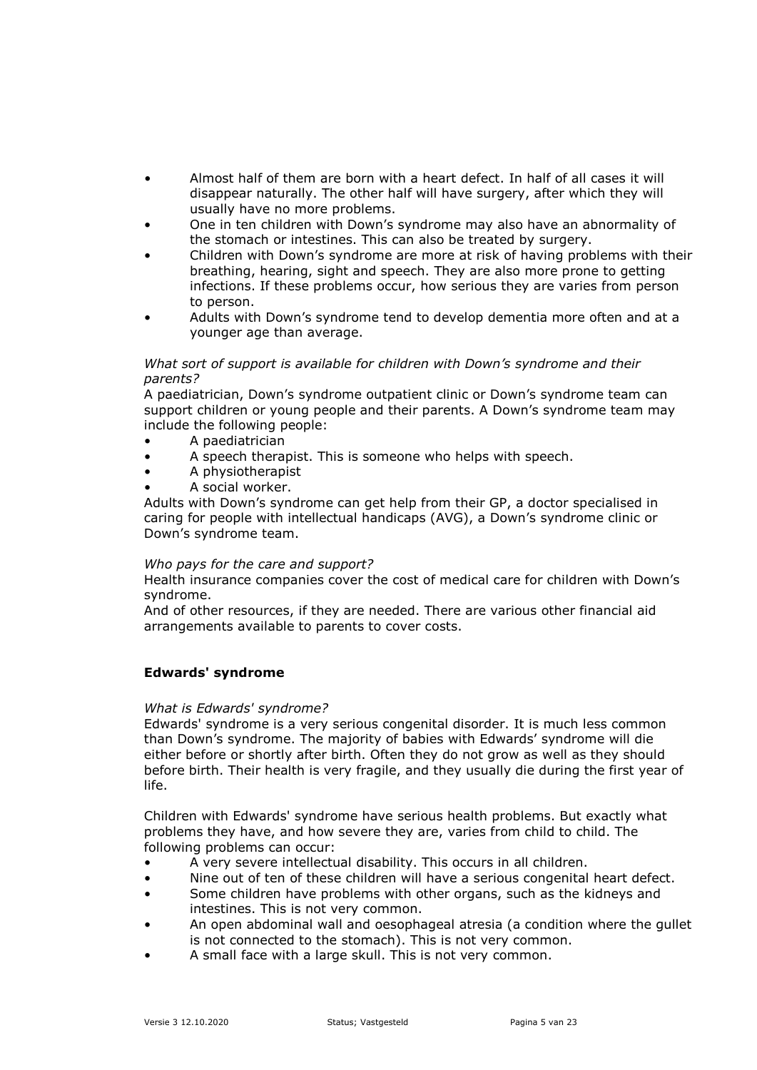- Almost half of them are born with a heart defect. In half of all cases it will disappear naturally. The other half will have surgery, after which they will usually have no more problems.
- One in ten children with Down's syndrome may also have an abnormality of the stomach or intestines. This can also be treated by surgery.
- Children with Down's syndrome are more at risk of having problems with their breathing, hearing, sight and speech. They are also more prone to getting infections. If these problems occur, how serious they are varies from person to person.
- Adults with Down's syndrome tend to develop dementia more often and at a younger age than average.

*What sort of support is available for children with Down's syndrome and their parents?*

A paediatrician, Down's syndrome outpatient clinic or Down's syndrome team can support children or young people and their parents. A Down's syndrome team may include the following people:

- A paediatrician
- A speech therapist. This is someone who helps with speech.
- A physiotherapist
- A social worker.

Adults with Down's syndrome can get help from their GP, a doctor specialised in caring for people with intellectual handicaps (AVG), a Down's syndrome clinic or Down's syndrome team.

*Who pays for the care and support?*

Health insurance companies cover the cost of medical care for children with Down's syndrome.

And of other resources, if they are needed. There are various other financial aid arrangements available to parents to cover costs.

## Edwards' syndrome

*What is Edwards' syndrome?*

Edwards' syndrome is a very serious congenital disorder. It is much less common than Down's syndrome. The majority of babies with Edwards' syndrome will die either before or shortly after birth. Often they do not grow as well as they should before birth. Their health is very fragile, and they usually die during the first year of life.

Children with Edwards' syndrome have serious health problems. But exactly what problems they have, and how severe they are, varies from child to child. The following problems can occur:

- A very severe intellectual disability. This occurs in all children.
- Nine out of ten of these children will have a serious congenital heart defect.
- Some children have problems with other organs, such as the kidneys and intestines. This is not very common.
- An open abdominal wall and oesophageal atresia (a condition where the gullet is not connected to the stomach). This is not very common.
- A small face with a large skull. This is not very common.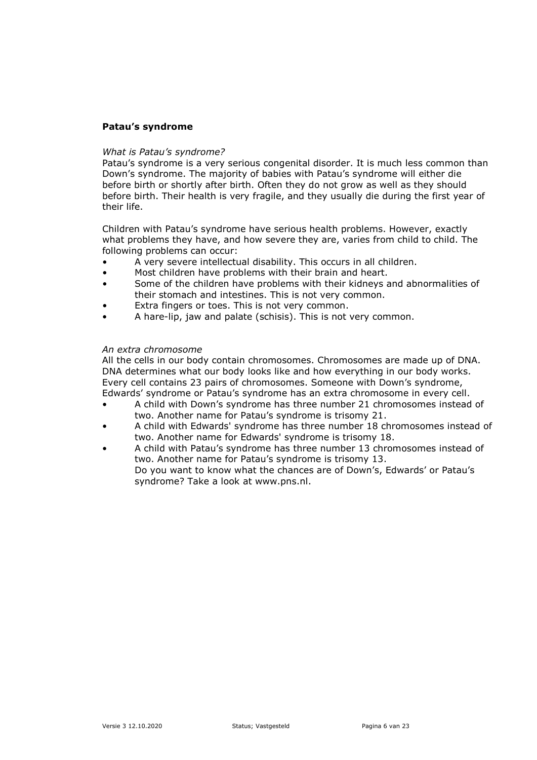## Patau's syndrome

*What is Patau's syndrome?*

Patau's syndrome is a very serious congenital disorder. It is much less common than Down's syndrome. The majority of babies with Patau's syndrome will either die before birth or shortly after birth. Often they do not grow as well as they should before birth. Their health is very fragile, and they usually die during the first year of their life.

Children with Patau's syndrome have serious health problems. However, exactly what problems they have, and how severe they are, varies from child to child. The following problems can occur:

- A very severe intellectual disability. This occurs in all children.
- Most children have problems with their brain and heart.
- Some of the children have problems with their kidneys and abnormalities of their stomach and intestines. This is not very common.
- Extra fingers or toes. This is not very common.
- A hare-lip, jaw and palate (schisis). This is not very common.

*An extra chromosome*

All the cells in our body contain chromosomes. Chromosomes are made up of DNA. DNA determines what our body looks like and how everything in our body works. Every cell contains 23 pairs of chromosomes. Someone with Down's syndrome, Edwards' syndrome or Patau's syndrome has an extra chromosome in every cell.

- A child with Down's syndrome has three number 21 chromosomes instead of two. Another name for Patau's syndrome is trisomy 21.
- A child with Edwards' syndrome has three number 18 chromosomes instead of two. Another name for Edwards' syndrome is trisomy 18.
- A child with Patau's syndrome has three number 13 chromosomes instead of two. Another name for Patau's syndrome is trisomy 13.
  Do you want to know what the chances are of Down's, Edwards' or Patau's syndrome? Take a look at www.pns.nl.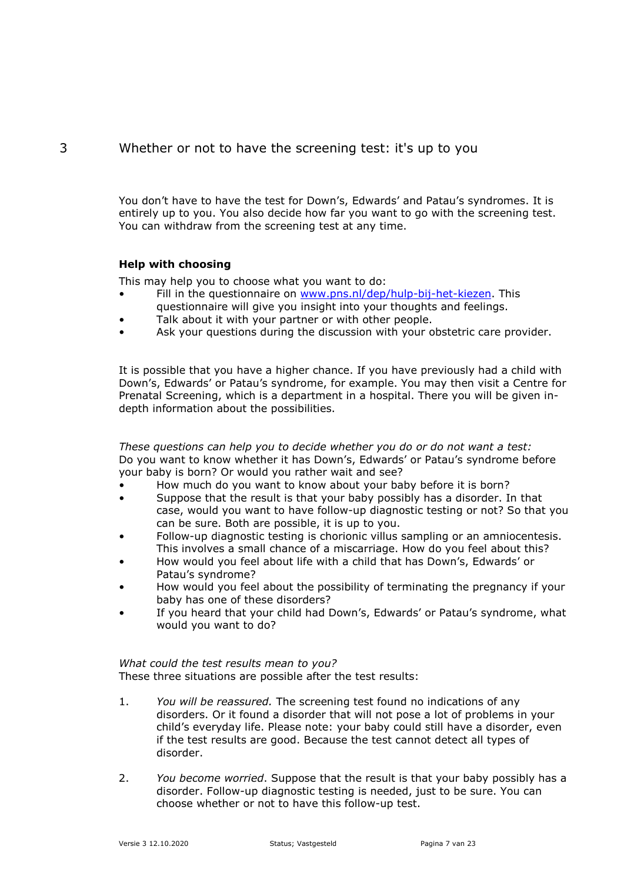# 3 Whether or not to have the screening test: it's up to you

You don't have to have the test for Down's, Edwards' and Patau's syndromes. It is entirely up to you. You also decide how far you want to go with the screening test. You can withdraw from the screening test at any time.

**Help with choosing**

This may help you to choose what you want to do:

- Fill in the questionnaire on [www.pns.nl/dep/hulp-bij-het-kiezen](www.pns.nl/dep/hulp-bij-het-kiezen). This questionnaire will give you insight into your thoughts and feelings.
- Talk about it with your partner or with other people.
- Ask your questions during the discussion with your obstetric care provider.

It is possible that you have a higher chance. If you have previously had a child with Down's, Edwards' or Patau's syndrome, for example. You may then visit a Centre for Prenatal Screening, which is a department in a hospital. There you will be given in-depth information about the possibilities.

*These questions can help you to decide whether you do or do not want a test:*
Do you want to know whether it has Down's, Edwards' or Patau's syndrome before your baby is born? Or would you rather wait and see?

- How much do you want to know about your baby before it is born?
- Suppose that the result is that your baby possibly has a disorder. In that case, would you want to have follow-up diagnostic testing or not? So that you can be sure. Both are possible, it is up to you.
- Follow-up diagnostic testing is chorionic villus sampling or an amniocentesis. This involves a small chance of a miscarriage. How do you feel about this?
- How would you feel about life with a child that has Down's, Edwards' or Patau's syndrome?
- How would you feel about the possibility of terminating the pregnancy if your baby has one of these disorders?
- If you heard that your child had Down's, Edwards' or Patau's syndrome, what would you want to do?

*What could the test results mean to you?*
These three situations are possible after the test results:

1. *You will be reassured.* The screening test found no indications of any disorders. Or it found a disorder that will not pose a lot of problems in your child's everyday life. Please note: your baby could still have a disorder, even if the test results are good. Because the test cannot detect all types of disorder.

2. *You become worried*. Suppose that the result is that your baby possibly has a disorder. Follow-up diagnostic testing is needed, just to be sure. You can choose whether or not to have this follow-up test.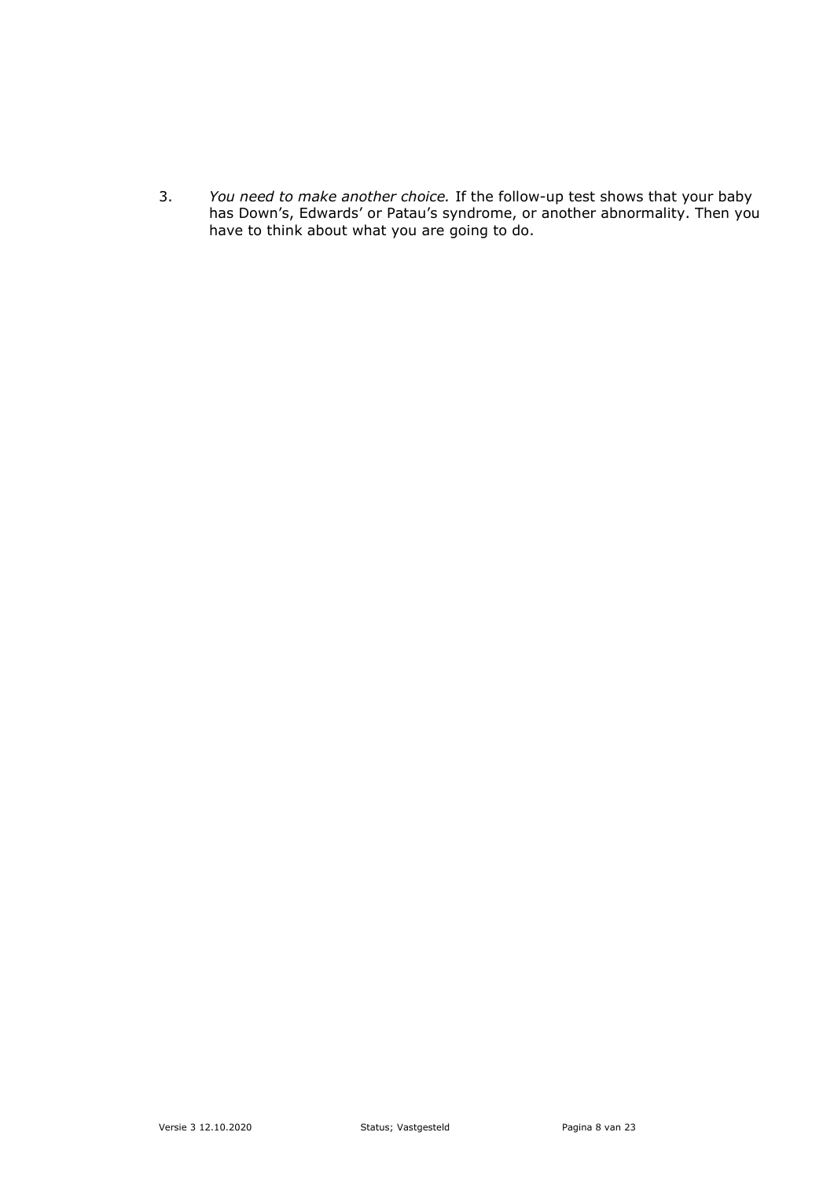3. *You need to make another choice.* If the follow-up test shows that your baby has Down's, Edwards' or Patau's syndrome, or another abnormality. Then you have to think about what you are going to do.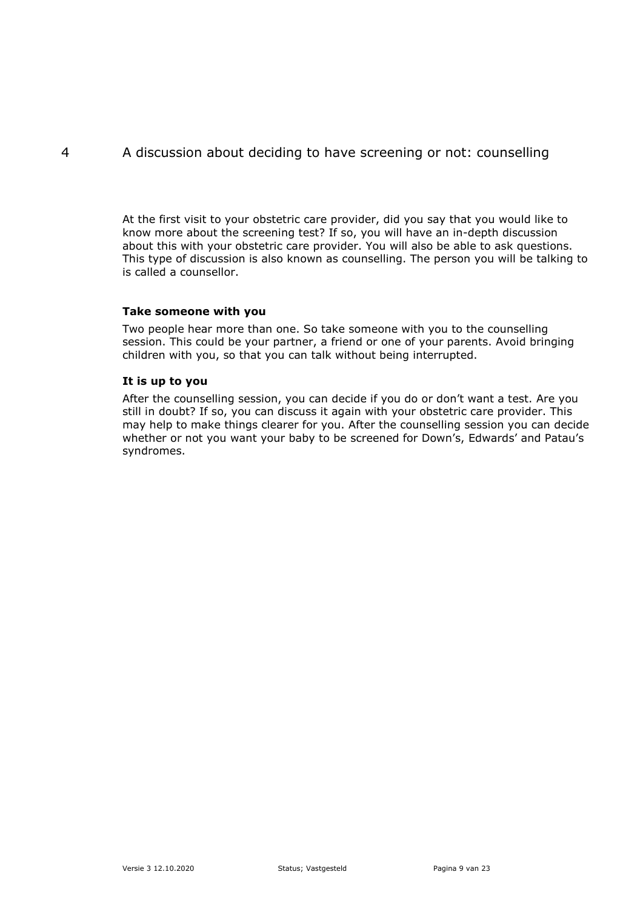# 4 A discussion about deciding to have screening or not: counselling

At the first visit to your obstetric care provider, did you say that you would like to know more about the screening test? If so, you will have an in-depth discussion about this with your obstetric care provider. You will also be able to ask questions. This type of discussion is also known as counselling. The person you will be talking to is called a counsellor.

### Take someone with you

Two people hear more than one. So take someone with you to the counselling session. This could be your partner, a friend or one of your parents. Avoid bringing children with you, so that you can talk without being interrupted.

### It is up to you

After the counselling session, you can decide if you do or don't want a test. Are you still in doubt? If so, you can discuss it again with your obstetric care provider. This may help to make things clearer for you. After the counselling session you can decide whether or not you want your baby to be screened for Down's, Edwards' and Patau's syndromes.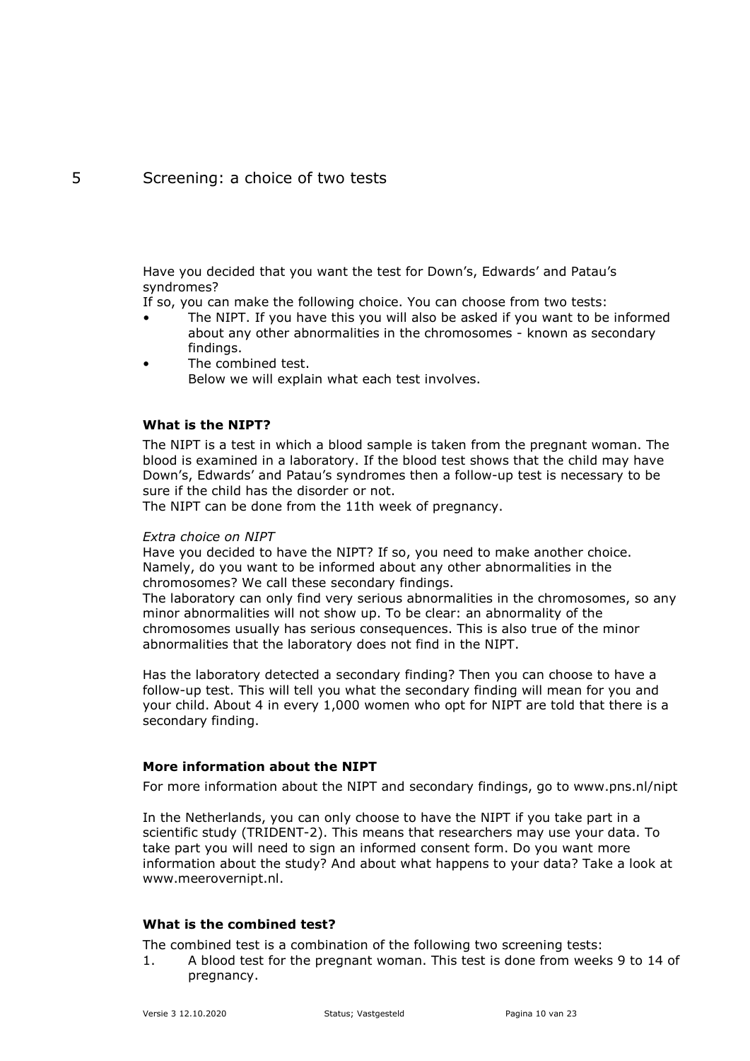# 5 Screening: a choice of two tests

Have you decided that you want the test for Down's, Edwards' and Patau's syndromes?

If so, you can make the following choice. You can choose from two tests:

- The NIPT. If you have this you will also be asked if you want to be informed about any other abnormalities in the chromosomes - known as secondary findings.
- The combined test.

  Below we will explain what each test involves.

### What is the NIPT?

The NIPT is a test in which a blood sample is taken from the pregnant woman. The blood is examined in a laboratory. If the blood test shows that the child may have Down's, Edwards' and Patau's syndromes then a follow-up test is necessary to be sure if the child has the disorder or not.

The NIPT can be done from the 11th week of pregnancy.

*Extra choice on NIPT*

Have you decided to have the NIPT? If so, you need to make another choice. Namely, do you want to be informed about any other abnormalities in the chromosomes? We call these secondary findings.

The laboratory can only find very serious abnormalities in the chromosomes, so any minor abnormalities will not show up. To be clear: an abnormality of the chromosomes usually has serious consequences. This is also true of the minor abnormalities that the laboratory does not find in the NIPT.

Has the laboratory detected a secondary finding? Then you can choose to have a follow-up test. This will tell you what the secondary finding will mean for you and your child. About 4 in every 1,000 women who opt for NIPT are told that there is a secondary finding.

### More information about the NIPT

For more information about the NIPT and secondary findings, go to www.pns.nl/nipt

In the Netherlands, you can only choose to have the NIPT if you take part in a scientific study (TRIDENT-2). This means that researchers may use your data. To take part you will need to sign an informed consent form. Do you want more information about the study? And about what happens to your data? Take a look at www.meerovernipt.nl.

### What is the combined test?

The combined test is a combination of the following two screening tests:

1. A blood test for the pregnant woman. This test is done from weeks 9 to 14 of pregnancy.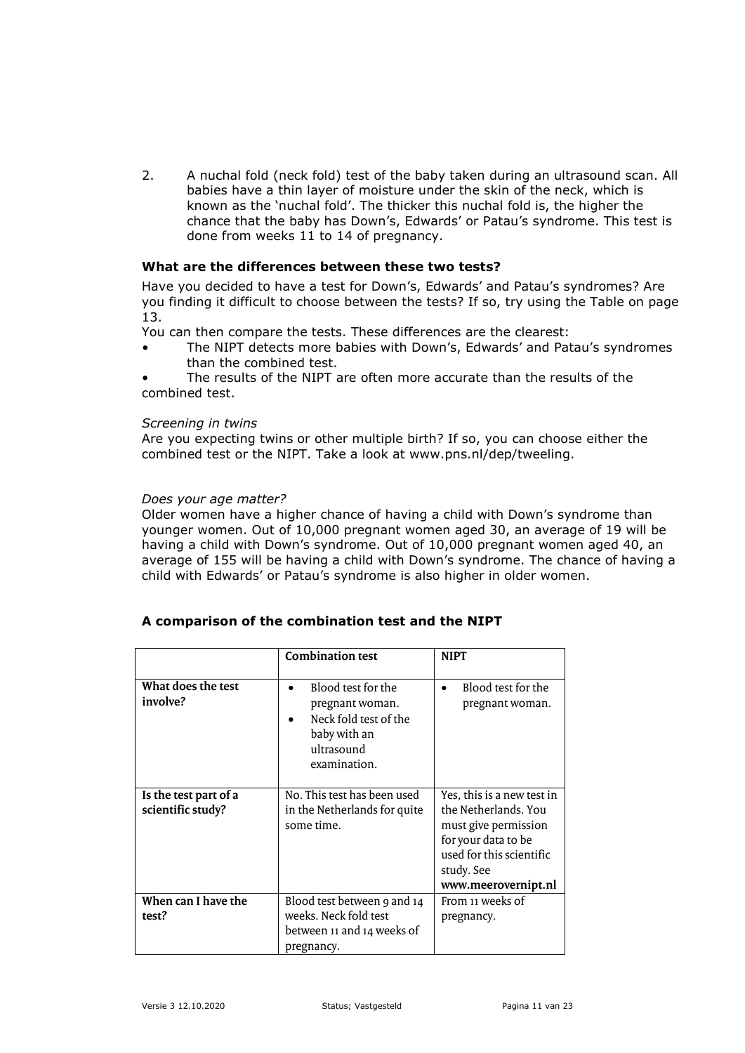2. A nuchal fold (neck fold) test of the baby taken during an ultrasound scan. All babies have a thin layer of moisture under the skin of the neck, which is known as the 'nuchal fold'. The thicker this nuchal fold is, the higher the chance that the baby has Down's, Edwards' or Patau's syndrome. This test is done from weeks 11 to 14 of pregnancy.

### What are the differences between these two tests?

Have you decided to have a test for Down's, Edwards' and Patau's syndromes? Are you finding it difficult to choose between the tests? If so, try using the Table on page 13.

You can then compare the tests. These differences are the clearest:

- The NIPT detects more babies with Down's, Edwards' and Patau's syndromes than the combined test.
- The results of the NIPT are often more accurate than the results of the combined test.

*Screening in twins*

Are you expecting twins or other multiple birth? If so, you can choose either the combined test or the NIPT. Take a look at www.pns.nl/dep/tweeling.

*Does your age matter?*

Older women have a higher chance of having a child with Down's syndrome than younger women. Out of 10,000 pregnant women aged 30, an average of 19 will be having a child with Down's syndrome. Out of 10,000 pregnant women aged 40, an average of 155 will be having a child with Down's syndrome. The chance of having a child with Edwards' or Patau's syndrome is also higher in older women.

### A comparison of the combination test and the NIPT

| | Combination test | NIPT |
|---|---|---|
| **What does the test involve?** | • Blood test for the pregnant woman.<br>• Neck fold test of the baby with an ultrasound examination. | • Blood test for the pregnant woman. |
| **Is the test part of a scientific study?** | No. This test has been used in the Netherlands for quite some time. | Yes, this is a new test in the Netherlands. You must give permission for your data to be used for this scientific study. See **www.meerovernipt.nl** |
| **When can I have the test?** | Blood test between 9 and 14 weeks. Neck fold test between 11 and 14 weeks of pregnancy. | From 11 weeks of pregnancy. |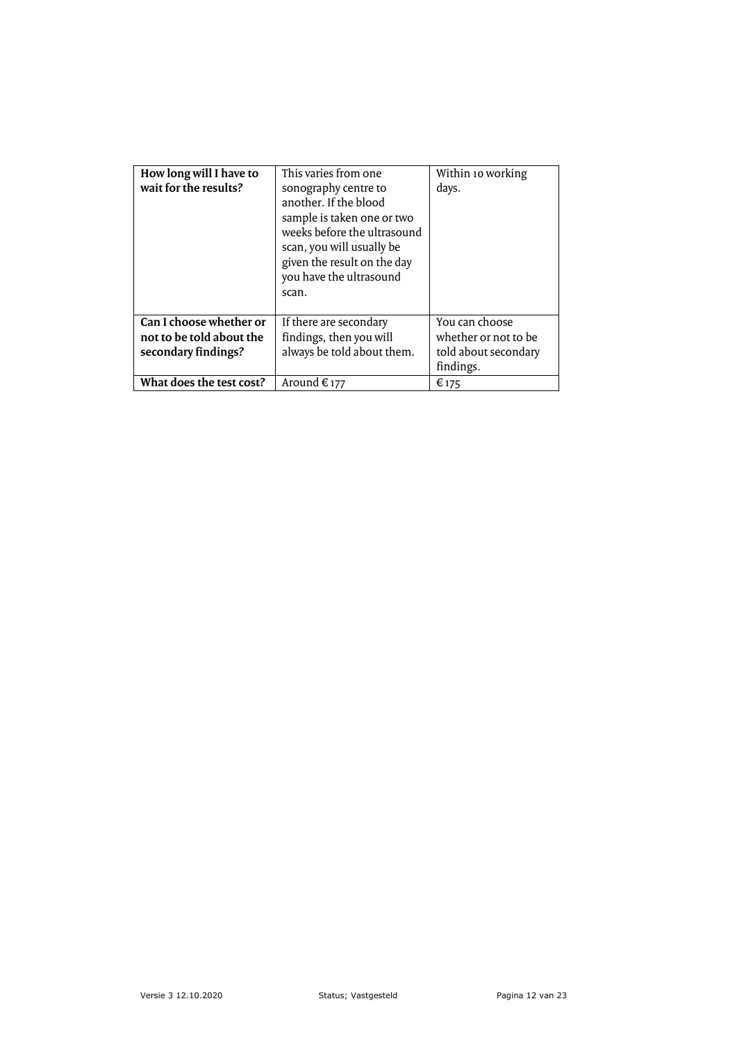| **How long will I have to wait for the results?** | This varies from one sonography centre to another. If the blood sample is taken one or two weeks before the ultrasound scan, you will usually be given the result on the day you have the ultrasound scan. | Within 10 working days. |
|---|---|---|
| **Can I choose whether or not to be told about the secondary findings?** | If there are secondary findings, then you will always be told about them. | You can choose whether or not to be told about secondary findings. |
| **What does the test cost?** | Around € 177 | € 175 |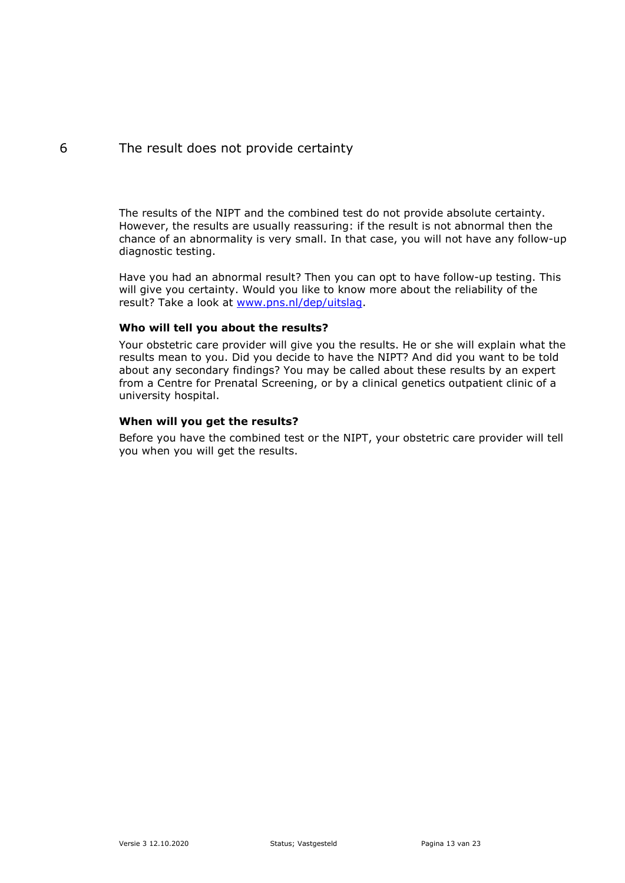# 6 The result does not provide certainty

The results of the NIPT and the combined test do not provide absolute certainty. However, the results are usually reassuring: if the result is not abnormal then the chance of an abnormality is very small. In that case, you will not have any follow-up diagnostic testing.

Have you had an abnormal result? Then you can opt to have follow-up testing. This will give you certainty. Would you like to know more about the reliability of the result? Take a look at [www.pns.nl/dep/uitslag](http://www.pns.nl/dep/uitslag).

**Who will tell you about the results?**

Your obstetric care provider will give you the results. He or she will explain what the results mean to you. Did you decide to have the NIPT? And did you want to be told about any secondary findings? You may be called about these results by an expert from a Centre for Prenatal Screening, or by a clinical genetics outpatient clinic of a university hospital.

**When will you get the results?**

Before you have the combined test or the NIPT, your obstetric care provider will tell you when you will get the results.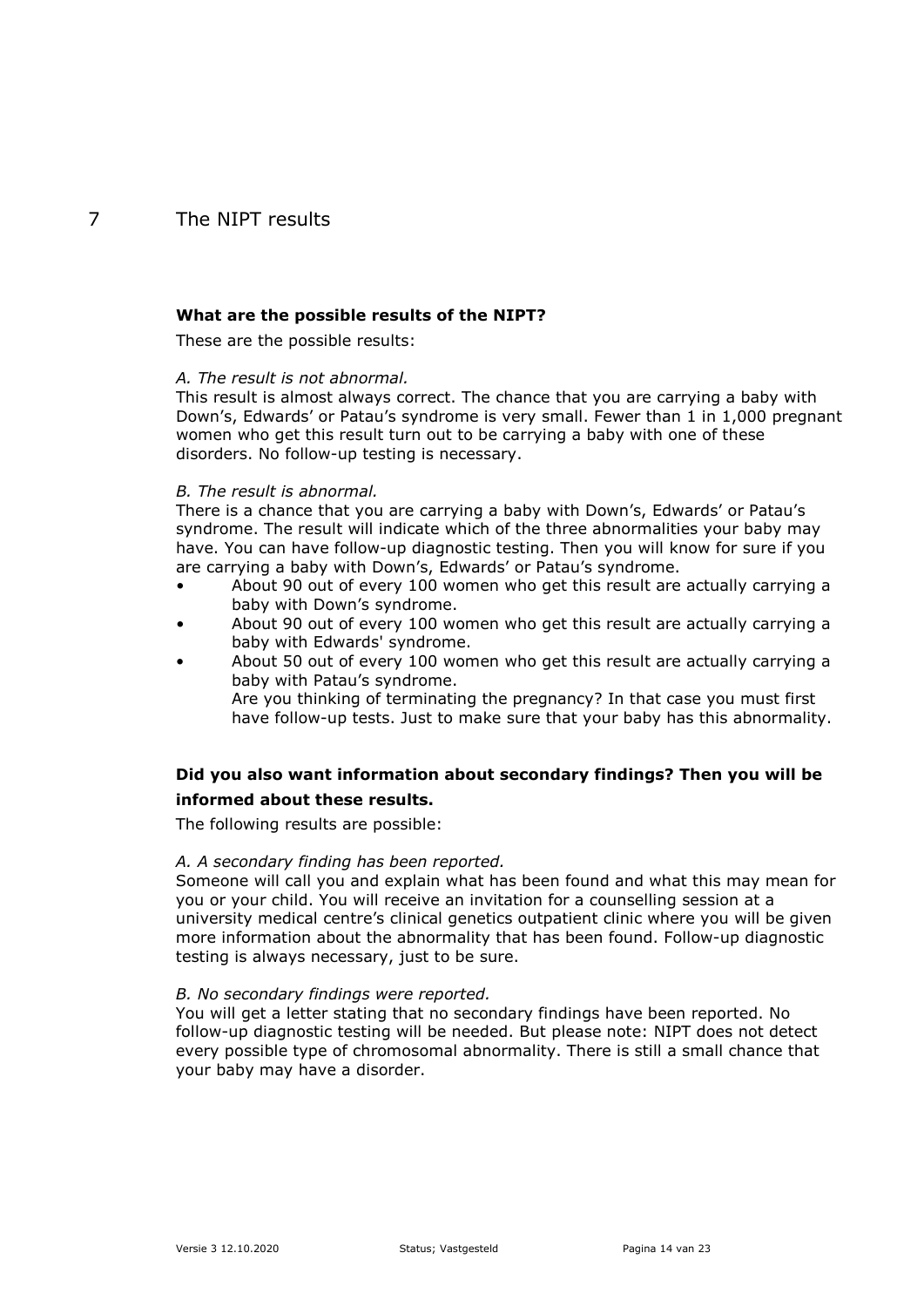# 7 The NIPT results

**What are the possible results of the NIPT?**

These are the possible results:

*A. The result is not abnormal.*

This result is almost always correct. The chance that you are carrying a baby with Down's, Edwards' or Patau's syndrome is very small. Fewer than 1 in 1,000 pregnant women who get this result turn out to be carrying a baby with one of these disorders. No follow-up testing is necessary.

*B. The result is abnormal.*

There is a chance that you are carrying a baby with Down's, Edwards' or Patau's syndrome. The result will indicate which of the three abnormalities your baby may have. You can have follow-up diagnostic testing. Then you will know for sure if you are carrying a baby with Down's, Edwards' or Patau's syndrome.

- About 90 out of every 100 women who get this result are actually carrying a baby with Down's syndrome.
- About 90 out of every 100 women who get this result are actually carrying a baby with Edwards' syndrome.
- About 50 out of every 100 women who get this result are actually carrying a baby with Patau's syndrome.

  Are you thinking of terminating the pregnancy? In that case you must first have follow-up tests. Just to make sure that your baby has this abnormality.

**Did you also want information about secondary findings? Then you will be informed about these results.**

The following results are possible:

*A. A secondary finding has been reported.*

Someone will call you and explain what has been found and what this may mean for you or your child. You will receive an invitation for a counselling session at a university medical centre's clinical genetics outpatient clinic where you will be given more information about the abnormality that has been found. Follow-up diagnostic testing is always necessary, just to be sure.

*B. No secondary findings were reported.*

You will get a letter stating that no secondary findings have been reported. No follow-up diagnostic testing will be needed. But please note: NIPT does not detect every possible type of chromosomal abnormality. There is still a small chance that your baby may have a disorder.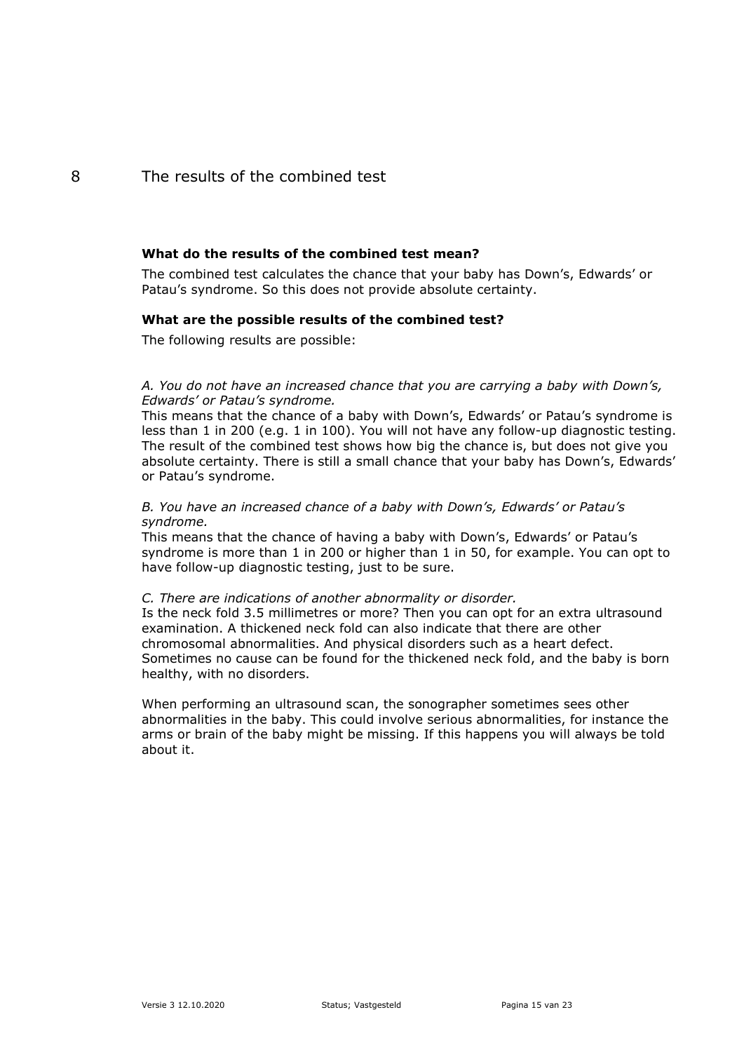# 8 The results of the combined test

**What do the results of the combined test mean?**

The combined test calculates the chance that your baby has Down's, Edwards' or Patau's syndrome. So this does not provide absolute certainty.

**What are the possible results of the combined test?**

The following results are possible:

*A. You do not have an increased chance that you are carrying a baby with Down's, Edwards' or Patau's syndrome.*

This means that the chance of a baby with Down's, Edwards' or Patau's syndrome is less than 1 in 200 (e.g. 1 in 100). You will not have any follow-up diagnostic testing. The result of the combined test shows how big the chance is, but does not give you absolute certainty. There is still a small chance that your baby has Down's, Edwards' or Patau's syndrome.

*B. You have an increased chance of a baby with Down's, Edwards' or Patau's syndrome.*

This means that the chance of having a baby with Down's, Edwards' or Patau's syndrome is more than 1 in 200 or higher than 1 in 50, for example. You can opt to have follow-up diagnostic testing, just to be sure.

*C. There are indications of another abnormality or disorder.*

Is the neck fold 3.5 millimetres or more? Then you can opt for an extra ultrasound examination. A thickened neck fold can also indicate that there are other chromosomal abnormalities. And physical disorders such as a heart defect. Sometimes no cause can be found for the thickened neck fold, and the baby is born healthy, with no disorders.

When performing an ultrasound scan, the sonographer sometimes sees other abnormalities in the baby. This could involve serious abnormalities, for instance the arms or brain of the baby might be missing. If this happens you will always be told about it.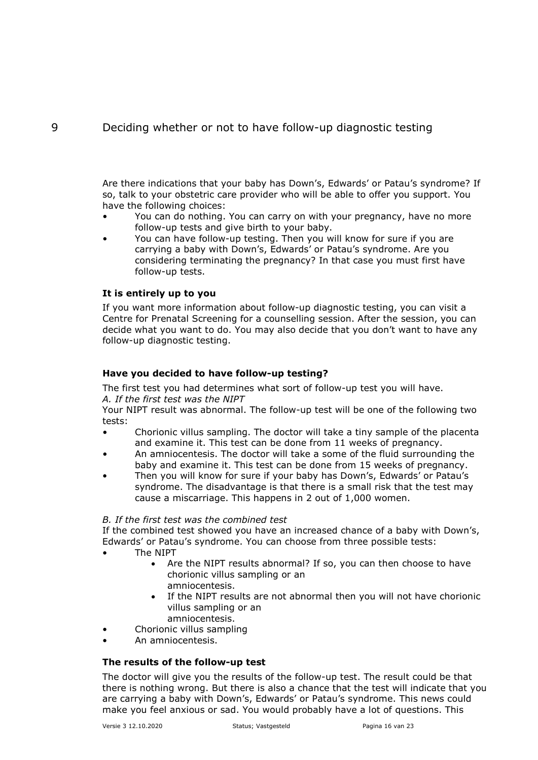# 9 Deciding whether or not to have follow-up diagnostic testing

Are there indications that your baby has Down's, Edwards' or Patau's syndrome? If so, talk to your obstetric care provider who will be able to offer you support. You have the following choices:

- You can do nothing. You can carry on with your pregnancy, have no more follow-up tests and give birth to your baby.
- You can have follow-up testing. Then you will know for sure if you are carrying a baby with Down's, Edwards' or Patau's syndrome. Are you considering terminating the pregnancy? In that case you must first have follow-up tests.

### It is entirely up to you

If you want more information about follow-up diagnostic testing, you can visit a Centre for Prenatal Screening for a counselling session. After the session, you can decide what you want to do. You may also decide that you don't want to have any follow-up diagnostic testing.

### Have you decided to have follow-up testing?

The first test you had determines what sort of follow-up test you will have.
*A. If the first test was the NIPT*
Your NIPT result was abnormal. The follow-up test will be one of the following two tests:

- Chorionic villus sampling. The doctor will take a tiny sample of the placenta and examine it. This test can be done from 11 weeks of pregnancy.
- An amniocentesis. The doctor will take a some of the fluid surrounding the baby and examine it. This test can be done from 15 weeks of pregnancy.
- Then you will know for sure if your baby has Down's, Edwards' or Patau's syndrome. The disadvantage is that there is a small risk that the test may cause a miscarriage. This happens in 2 out of 1,000 women.

*B. If the first test was the combined test*
If the combined test showed you have an increased chance of a baby with Down's, Edwards' or Patau's syndrome. You can choose from three possible tests:

- The NIPT
  - Are the NIPT results abnormal? If so, you can then choose to have chorionic villus sampling or an amniocentesis.
  - If the NIPT results are not abnormal then you will not have chorionic villus sampling or an amniocentesis.
- Chorionic villus sampling
- An amniocentesis.

### The results of the follow-up test

The doctor will give you the results of the follow-up test. The result could be that there is nothing wrong. But there is also a chance that the test will indicate that you are carrying a baby with Down's, Edwards' or Patau's syndrome. This news could make you feel anxious or sad. You would probably have a lot of questions. This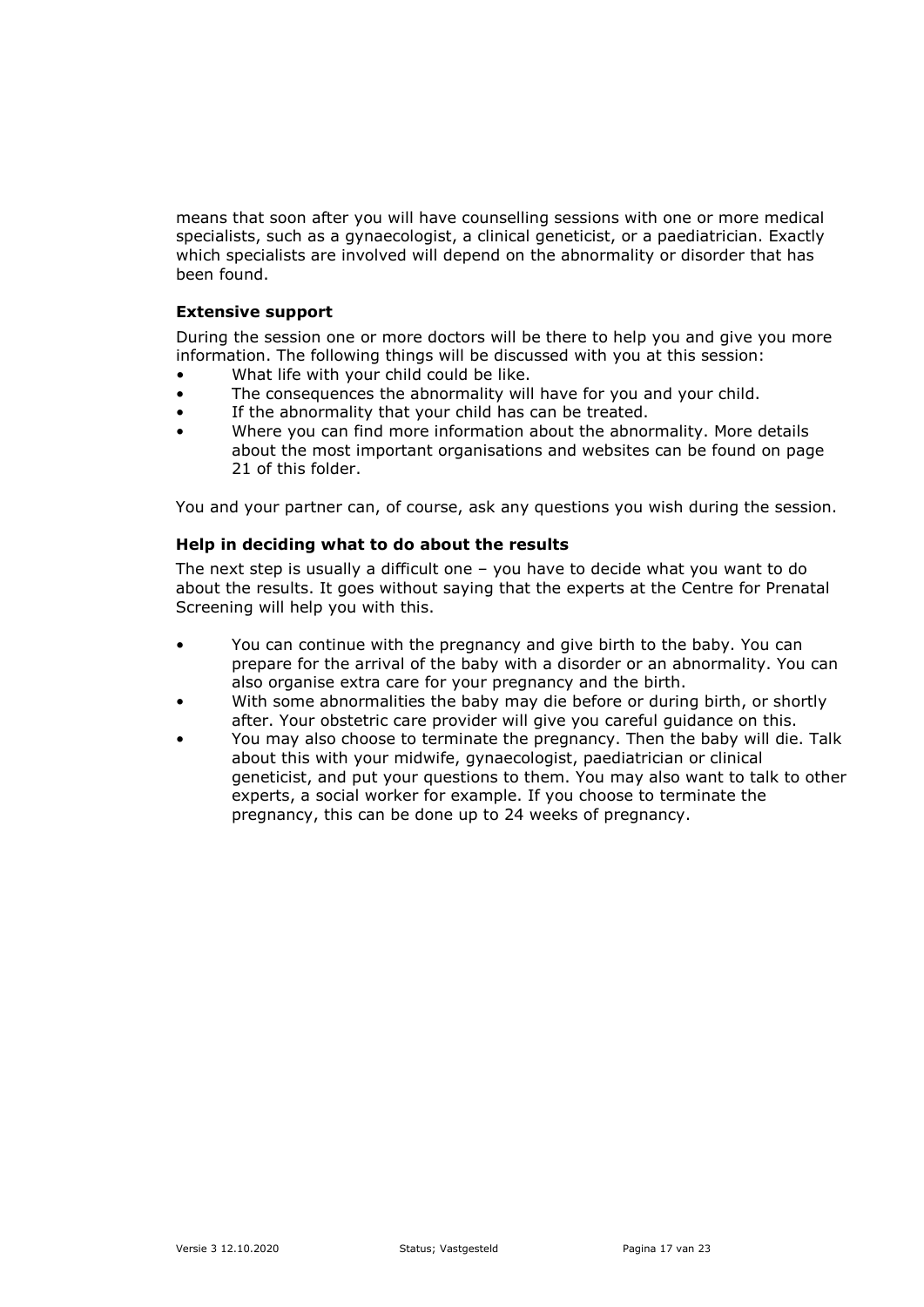means that soon after you will have counselling sessions with one or more medical specialists, such as a gynaecologist, a clinical geneticist, or a paediatrician. Exactly which specialists are involved will depend on the abnormality or disorder that has been found.

### Extensive support

During the session one or more doctors will be there to help you and give you more information. The following things will be discussed with you at this session:

- What life with your child could be like.
- The consequences the abnormality will have for you and your child.
- If the abnormality that your child has can be treated.
- Where you can find more information about the abnormality. More details about the most important organisations and websites can be found on page 21 of this folder.

You and your partner can, of course, ask any questions you wish during the session.

### Help in deciding what to do about the results

The next step is usually a difficult one – you have to decide what you want to do about the results. It goes without saying that the experts at the Centre for Prenatal Screening will help you with this.

- You can continue with the pregnancy and give birth to the baby. You can prepare for the arrival of the baby with a disorder or an abnormality. You can also organise extra care for your pregnancy and the birth.
- With some abnormalities the baby may die before or during birth, or shortly after. Your obstetric care provider will give you careful guidance on this.
- You may also choose to terminate the pregnancy. Then the baby will die. Talk about this with your midwife, gynaecologist, paediatrician or clinical geneticist, and put your questions to them. You may also want to talk to other experts, a social worker for example. If you choose to terminate the pregnancy, this can be done up to 24 weeks of pregnancy.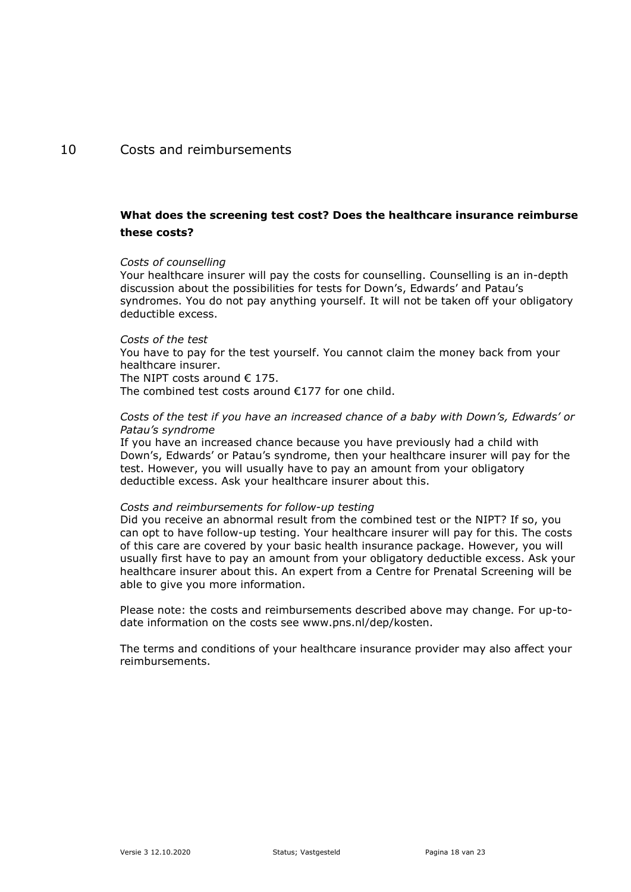# 10 Costs and reimbursements

## What does the screening test cost? Does the healthcare insurance reimburse these costs?

*Costs of counselling*
Your healthcare insurer will pay the costs for counselling. Counselling is an in-depth discussion about the possibilities for tests for Down's, Edwards' and Patau's syndromes. You do not pay anything yourself. It will not be taken off your obligatory deductible excess.

*Costs of the test*
You have to pay for the test yourself. You cannot claim the money back from your healthcare insurer.
The NIPT costs around € 175.
The combined test costs around €177 for one child.

*Costs of the test if you have an increased chance of a baby with Down's, Edwards' or Patau's syndrome*
If you have an increased chance because you have previously had a child with Down's, Edwards' or Patau's syndrome, then your healthcare insurer will pay for the test. However, you will usually have to pay an amount from your obligatory deductible excess. Ask your healthcare insurer about this.

*Costs and reimbursements for follow-up testing*
Did you receive an abnormal result from the combined test or the NIPT? If so, you can opt to have follow-up testing. Your healthcare insurer will pay for this. The costs of this care are covered by your basic health insurance package. However, you will usually first have to pay an amount from your obligatory deductible excess. Ask your healthcare insurer about this. An expert from a Centre for Prenatal Screening will be able to give you more information.

Please note: the costs and reimbursements described above may change. For up-to-date information on the costs see www.pns.nl/dep/kosten.

The terms and conditions of your healthcare insurance provider may also affect your reimbursements.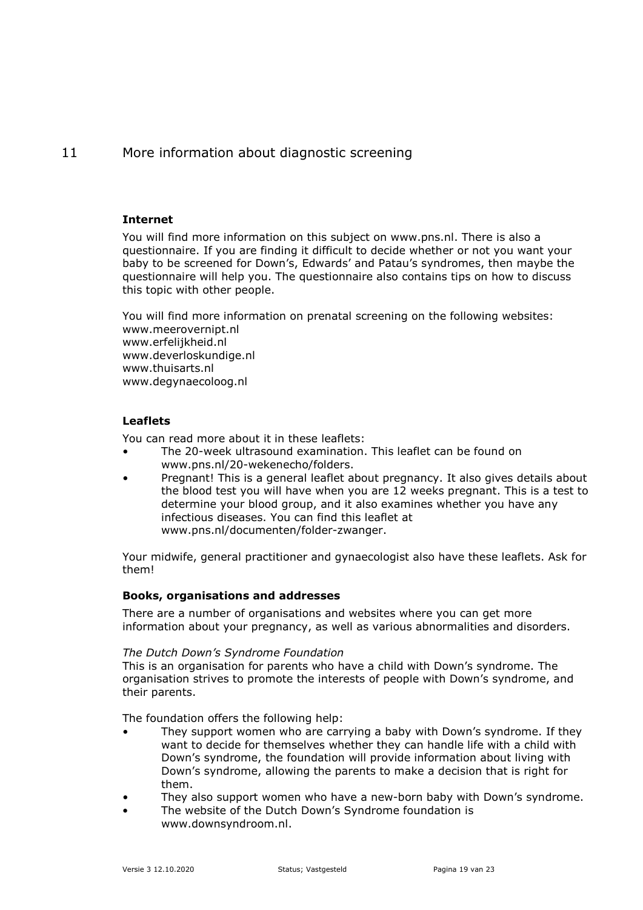# 11 More information about diagnostic screening

**Internet**

You will find more information on this subject on www.pns.nl. There is also a questionnaire. If you are finding it difficult to decide whether or not you want your baby to be screened for Down's, Edwards' and Patau's syndromes, then maybe the questionnaire will help you. The questionnaire also contains tips on how to discuss this topic with other people.

You will find more information on prenatal screening on the following websites:
www.meerovernipt.nl
www.erfelijkheid.nl
www.deverloskundige.nl
www.thuisarts.nl
www.degynaecoloog.nl

**Leaflets**

You can read more about it in these leaflets:

- The 20-week ultrasound examination. This leaflet can be found on www.pns.nl/20-wekenecho/folders.
- Pregnant! This is a general leaflet about pregnancy. It also gives details about the blood test you will have when you are 12 weeks pregnant. This is a test to determine your blood group, and it also examines whether you have any infectious diseases. You can find this leaflet at www.pns.nl/documenten/folder-zwanger.

Your midwife, general practitioner and gynaecologist also have these leaflets. Ask for them!

**Books, organisations and addresses**

There are a number of organisations and websites where you can get more information about your pregnancy, as well as various abnormalities and disorders.

*The Dutch Down's Syndrome Foundation*
This is an organisation for parents who have a child with Down's syndrome. The organisation strives to promote the interests of people with Down's syndrome, and their parents.

The foundation offers the following help:

- They support women who are carrying a baby with Down's syndrome. If they want to decide for themselves whether they can handle life with a child with Down's syndrome, the foundation will provide information about living with Down's syndrome, allowing the parents to make a decision that is right for them.
- They also support women who have a new-born baby with Down's syndrome.
- The website of the Dutch Down's Syndrome foundation is www.downsyndroom.nl.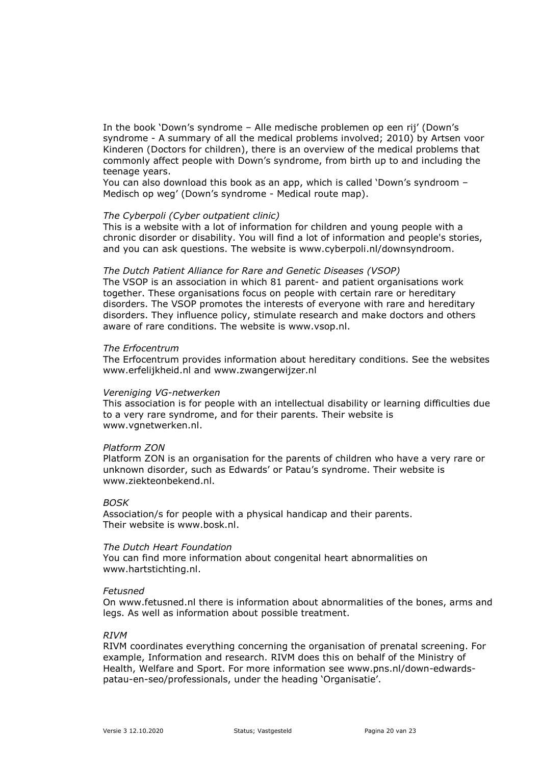In the book 'Down's syndrome – Alle medische problemen op een rij' (Down's syndrome - A summary of all the medical problems involved; 2010) by Artsen voor Kinderen (Doctors for children), there is an overview of the medical problems that commonly affect people with Down's syndrome, from birth up to and including the teenage years.
You can also download this book as an app, which is called 'Down's syndroom – Medisch op weg' (Down's syndrome - Medical route map).

*The Cyberpoli (Cyber outpatient clinic)*
This is a website with a lot of information for children and young people with a chronic disorder or disability. You will find a lot of information and people's stories, and you can ask questions. The website is www.cyberpoli.nl/downsyndroom.

*The Dutch Patient Alliance for Rare and Genetic Diseases (VSOP)*
The VSOP is an association in which 81 parent- and patient organisations work together. These organisations focus on people with certain rare or hereditary disorders. The VSOP promotes the interests of everyone with rare and hereditary disorders. They influence policy, stimulate research and make doctors and others aware of rare conditions. The website is www.vsop.nl.

*The Erfocentrum*
The Erfocentrum provides information about hereditary conditions. See the websites www.erfelijkheid.nl and www.zwangerwijzer.nl

*Vereniging VG-netwerken*
This association is for people with an intellectual disability or learning difficulties due to a very rare syndrome, and for their parents. Their website is www.vgnetwerken.nl.

*Platform ZON*
Platform ZON is an organisation for the parents of children who have a very rare or unknown disorder, such as Edwards' or Patau's syndrome. Their website is www.ziekteonbekend.nl.

*BOSK*
Association/s for people with a physical handicap and their parents.
Their website is www.bosk.nl.

*The Dutch Heart Foundation*
You can find more information about congenital heart abnormalities on www.hartstichting.nl.

*Fetusned*
On www.fetusned.nl there is information about abnormalities of the bones, arms and legs. As well as information about possible treatment.

*RIVM*
RIVM coordinates everything concerning the organisation of prenatal screening. For example, Information and research. RIVM does this on behalf of the Ministry of Health, Welfare and Sport. For more information see www.pns.nl/down-edwards-patau-en-seo/professionals, under the heading 'Organisatie'.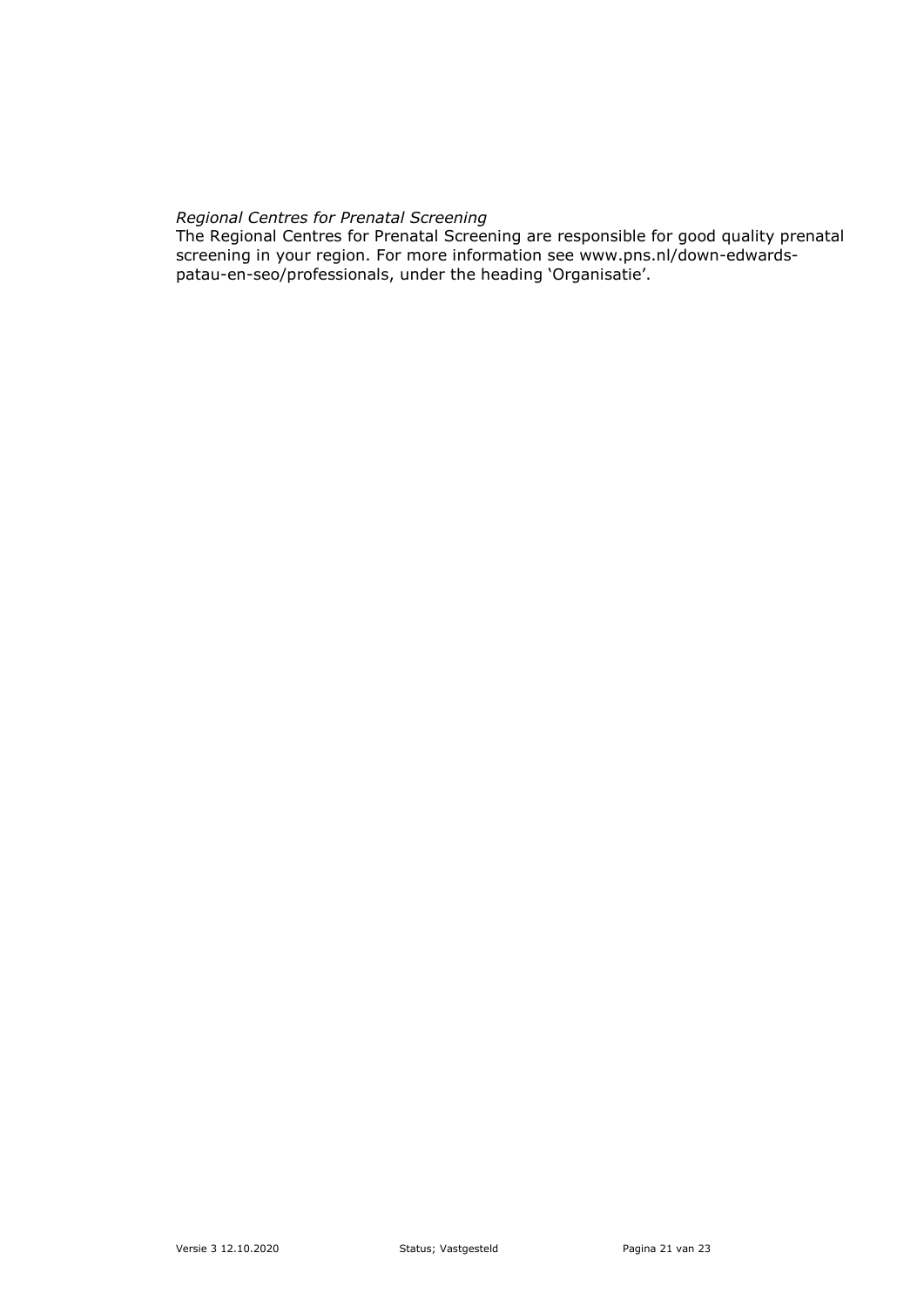*Regional Centres for Prenatal Screening*
The Regional Centres for Prenatal Screening are responsible for good quality prenatal screening in your region. For more information see www.pns.nl/down-edwards-patau-en-seo/professionals, under the heading 'Organisatie'.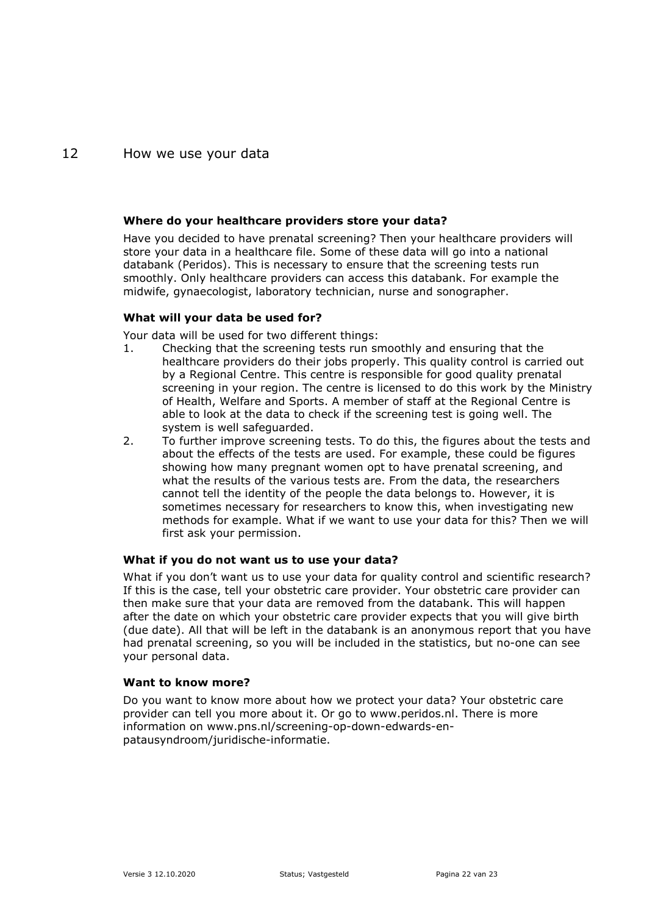# 12 How we use your data

### Where do your healthcare providers store your data?

Have you decided to have prenatal screening? Then your healthcare providers will store your data in a healthcare file. Some of these data will go into a national databank (Peridos). This is necessary to ensure that the screening tests run smoothly. Only healthcare providers can access this databank. For example the midwife, gynaecologist, laboratory technician, nurse and sonographer.

### What will your data be used for?

Your data will be used for two different things:

1. Checking that the screening tests run smoothly and ensuring that the healthcare providers do their jobs properly. This quality control is carried out by a Regional Centre. This centre is responsible for good quality prenatal screening in your region. The centre is licensed to do this work by the Ministry of Health, Welfare and Sports. A member of staff at the Regional Centre is able to look at the data to check if the screening test is going well. The system is well safeguarded.
2. To further improve screening tests. To do this, the figures about the tests and about the effects of the tests are used. For example, these could be figures showing how many pregnant women opt to have prenatal screening, and what the results of the various tests are. From the data, the researchers cannot tell the identity of the people the data belongs to. However, it is sometimes necessary for researchers to know this, when investigating new methods for example. What if we want to use your data for this? Then we will first ask your permission.

### What if you do not want us to use your data?

What if you don't want us to use your data for quality control and scientific research? If this is the case, tell your obstetric care provider. Your obstetric care provider can then make sure that your data are removed from the databank. This will happen after the date on which your obstetric care provider expects that you will give birth (due date). All that will be left in the databank is an anonymous report that you have had prenatal screening, so you will be included in the statistics, but no-one can see your personal data.

### Want to know more?

Do you want to know more about how we protect your data? Your obstetric care provider can tell you more about it. Or go to www.peridos.nl. There is more information on www.pns.nl/screening-op-down-edwards-en-patausyndroom/juridische-informatie.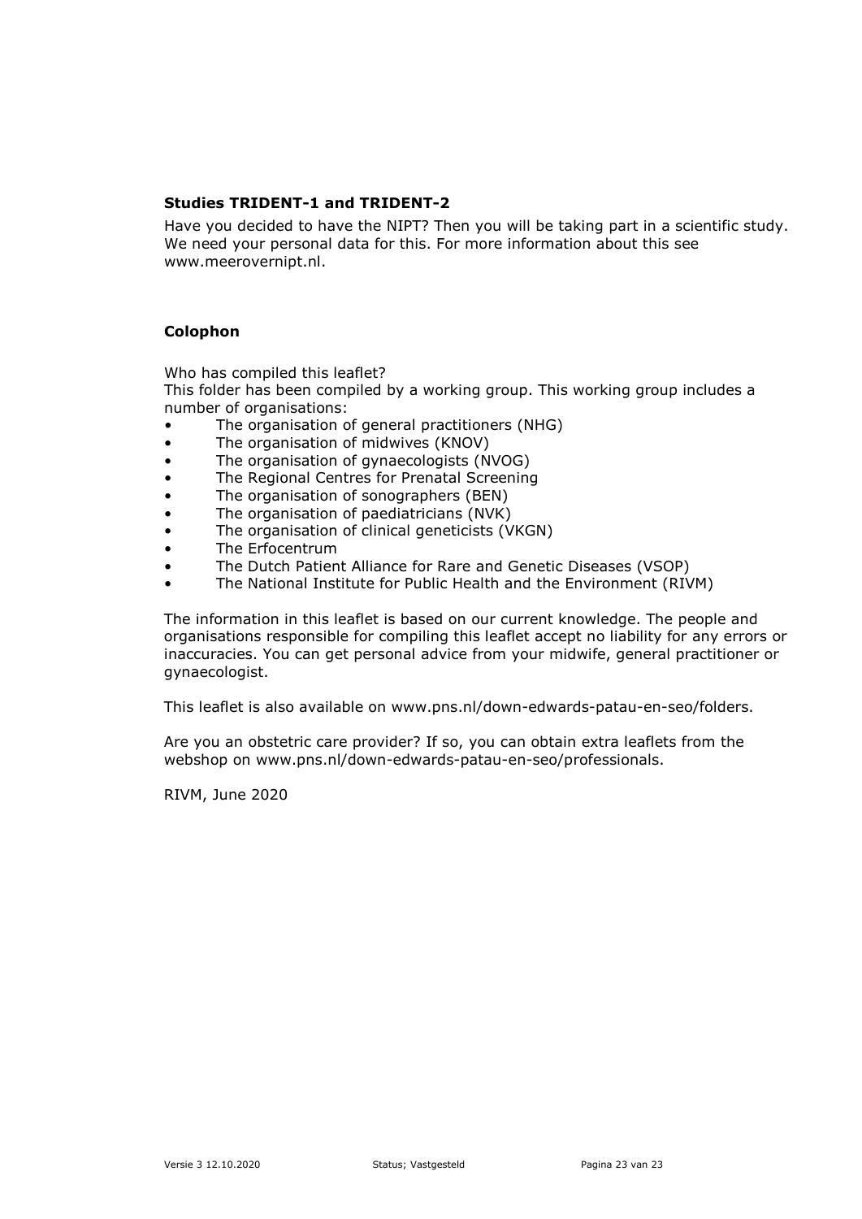## Studies TRIDENT-1 and TRIDENT-2

Have you decided to have the NIPT? Then you will be taking part in a scientific study. We need your personal data for this. For more information about this see www.meerovernipt.nl.

## Colophon

Who has compiled this leaflet?
This folder has been compiled by a working group. This working group includes a number of organisations:

- The organisation of general practitioners (NHG)
- The organisation of midwives (KNOV)
- The organisation of gynaecologists (NVOG)
- The Regional Centres for Prenatal Screening
- The organisation of sonographers (BEN)
- The organisation of paediatricians (NVK)
- The organisation of clinical geneticists (VKGN)
- The Erfocentrum
- The Dutch Patient Alliance for Rare and Genetic Diseases (VSOP)
- The National Institute for Public Health and the Environment (RIVM)

The information in this leaflet is based on our current knowledge. The people and organisations responsible for compiling this leaflet accept no liability for any errors or inaccuracies. You can get personal advice from your midwife, general practitioner or gynaecologist.

This leaflet is also available on www.pns.nl/down-edwards-patau-en-seo/folders.

Are you an obstetric care provider? If so, you can obtain extra leaflets from the webshop on www.pns.nl/down-edwards-patau-en-seo/professionals.

RIVM, June 2020